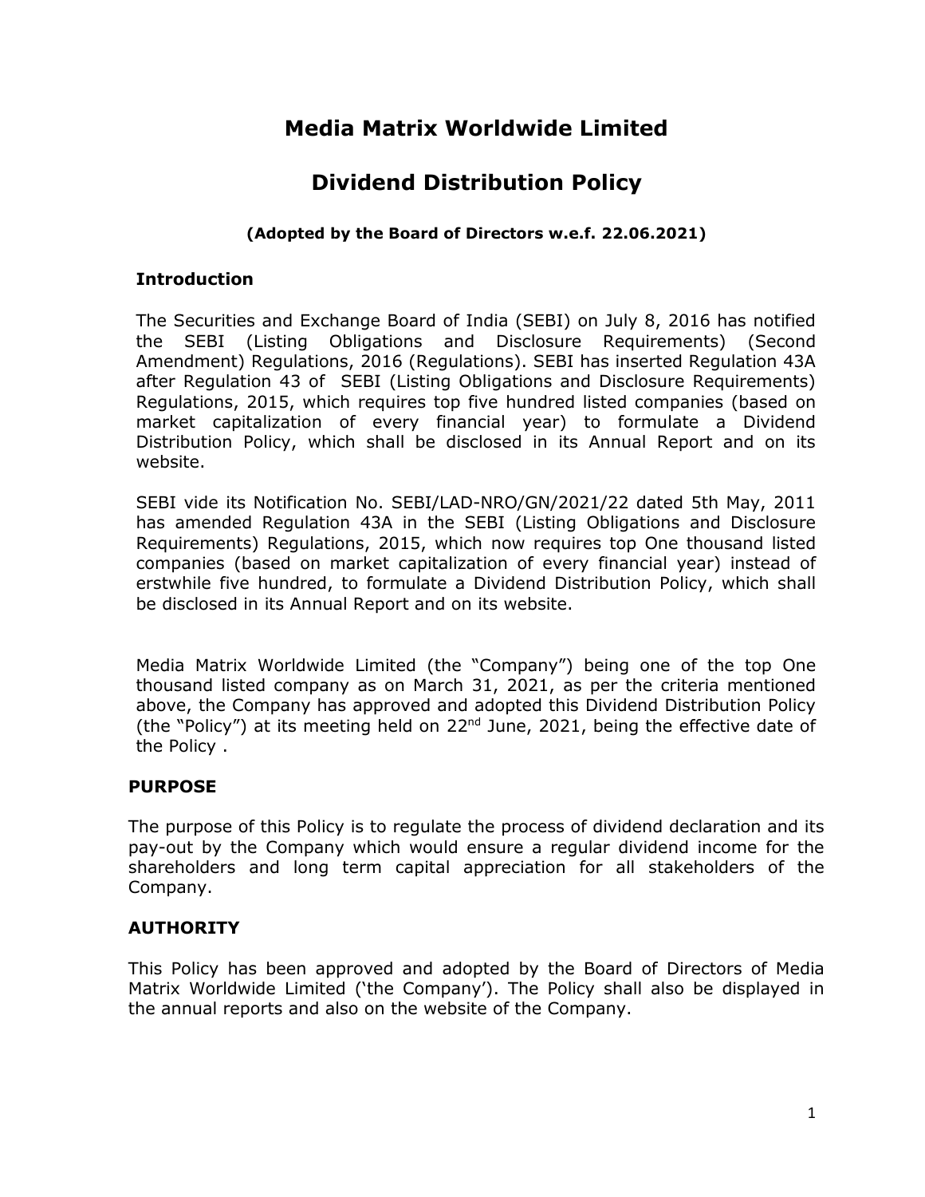# Media Matrix Worldwide Limited

# Dividend Distribution Policy

**(Adopted by the Board of Directors w.e.f. 22.06.2021)**

## Introduction

The Securities and Exchange Board of India (SEBI) on July 8, 2016 has notified the SEBI (Listing Obligations and Disclosure Requirements) (Second Amendment) Regulations, 2016 (Regulations). SEBI has inserted Regulation 43A after Regulation 43 of SEBI (Listing Obligations and Disclosure Requirements) Regulations, 2015, which requires top five hundred listed companies (based on market capitalization of every financial year) to formulate a Dividend Distribution Policy, which shall be disclosed in its Annual Report and on its website.

SEBI vide its Notification No. SEBI/LAD-NRO/GN/2021/22 dated 5th May, 2011 has amended Regulation 43A in the SEBI (Listing Obligations and Disclosure Requirements) Regulations, 2015, which now requires top One thousand listed companies (based on market capitalization of every financial year) instead of erstwhile five hundred, to formulate a Dividend Distribution Policy, which shall be disclosed in its Annual Report and on its website.

Media Matrix Worldwide Limited (the "Company") being one of the top One thousand listed company as on March 31, 2021, as per the criteria mentioned above, the Company has approved and adopted this Dividend Distribution Policy (the "Policy") at its meeting held on 22nd June, 2021, being the effective date of the Policy .

## PURPOSE

The purpose of this Policy is to regulate the process of dividend declaration and its pay-out by the Company which would ensure a regular dividend income for the shareholders and long term capital appreciation for all stakeholders of the Company.

## AUTHORITY

This Policy has been approved and adopted by the Board of Directors of Media Matrix Worldwide Limited ('the Company'). The Policy shall also be displayed in the annual reports and also on the website of the Company.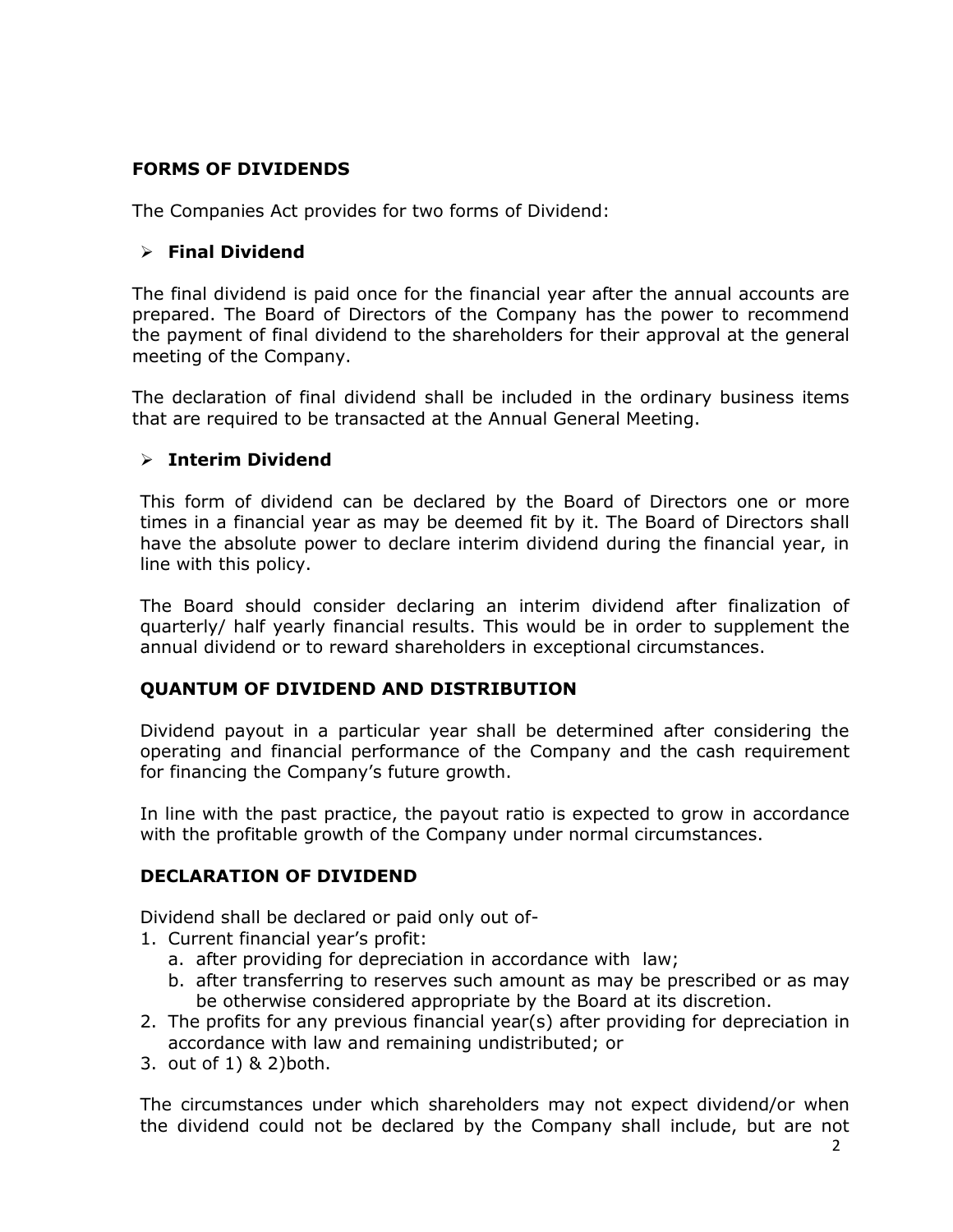## FORMS OF DIVIDENDS

The Companies Act provides for two forms of Dividend:

- **Final Dividend**

The final dividend is paid once for the financial year after the annual accounts are prepared. The Board of Directors of the Company has the power to recommend the payment of final dividend to the shareholders for their approval at the general meeting of the Company.

The declaration of final dividend shall be included in the ordinary business items that are required to be transacted at the Annual General Meeting.

- **Interim Dividend**

This form of dividend can be declared by the Board of Directors one or more times in a financial year as may be deemed fit by it. The Board of Directors shall have the absolute power to declare interim dividend during the financial year, in line with this policy.

The Board should consider declaring an interim dividend after finalization of quarterly/ half yearly financial results. This would be in order to supplement the annual dividend or to reward shareholders in exceptional circumstances.

## QUANTUM OF DIVIDEND AND DISTRIBUTION

Dividend payout in a particular year shall be determined after considering the operating and financial performance of the Company and the cash requirement for financing the Company's future growth.

In line with the past practice, the payout ratio is expected to grow in accordance with the profitable growth of the Company under normal circumstances.

## DECLARATION OF DIVIDEND

Dividend shall be declared or paid only out of-

1. Current financial year's profit:
   a. after providing for depreciation in accordance with law;
   b. after transferring to reserves such amount as may be prescribed or as may be otherwise considered appropriate by the Board at its discretion.
2. The profits for any previous financial year(s) after providing for depreciation in accordance with law and remaining undistributed; or
3. out of 1) & 2)both.

The circumstances under which shareholders may not expect dividend/or when the dividend could not be declared by the Company shall include, but are not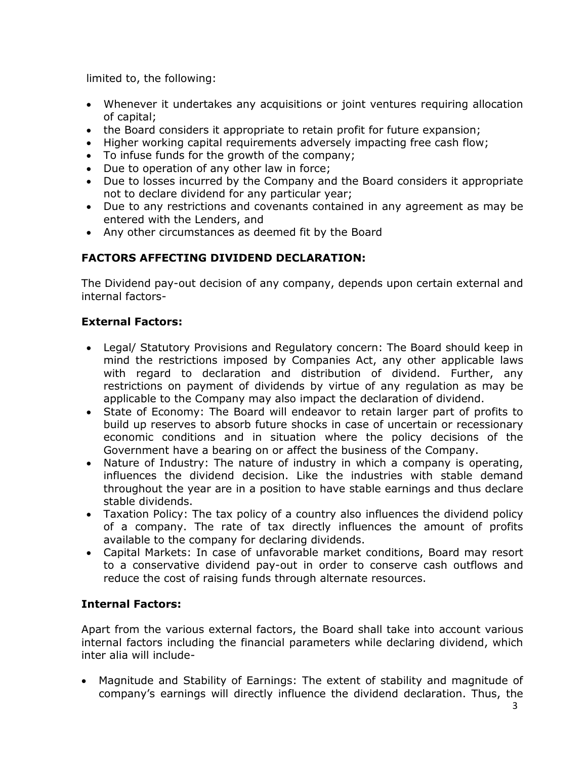limited to, the following:

- Whenever it undertakes any acquisitions or joint ventures requiring allocation of capital;
- the Board considers it appropriate to retain profit for future expansion;
- Higher working capital requirements adversely impacting free cash flow;
- To infuse funds for the growth of the company;
- Due to operation of any other law in force;
- Due to losses incurred by the Company and the Board considers it appropriate not to declare dividend for any particular year;
- Due to any restrictions and covenants contained in any agreement as may be entered with the Lenders, and
- Any other circumstances as deemed fit by the Board

## FACTORS AFFECTING DIVIDEND DECLARATION:

The Dividend pay-out decision of any company, depends upon certain external and internal factors-

### External Factors:

- Legal/ Statutory Provisions and Regulatory concern: The Board should keep in mind the restrictions imposed by Companies Act, any other applicable laws with regard to declaration and distribution of dividend. Further, any restrictions on payment of dividends by virtue of any regulation as may be applicable to the Company may also impact the declaration of dividend.
- State of Economy: The Board will endeavor to retain larger part of profits to build up reserves to absorb future shocks in case of uncertain or recessionary economic conditions and in situation where the policy decisions of the Government have a bearing on or affect the business of the Company.
- Nature of Industry: The nature of industry in which a company is operating, influences the dividend decision. Like the industries with stable demand throughout the year are in a position to have stable earnings and thus declare stable dividends.
- Taxation Policy: The tax policy of a country also influences the dividend policy of a company. The rate of tax directly influences the amount of profits available to the company for declaring dividends.
- Capital Markets: In case of unfavorable market conditions, Board may resort to a conservative dividend pay-out in order to conserve cash outflows and reduce the cost of raising funds through alternate resources.

### Internal Factors:

Apart from the various external factors, the Board shall take into account various internal factors including the financial parameters while declaring dividend, which inter alia will include-

- Magnitude and Stability of Earnings: The extent of stability and magnitude of company's earnings will directly influence the dividend declaration. Thus, the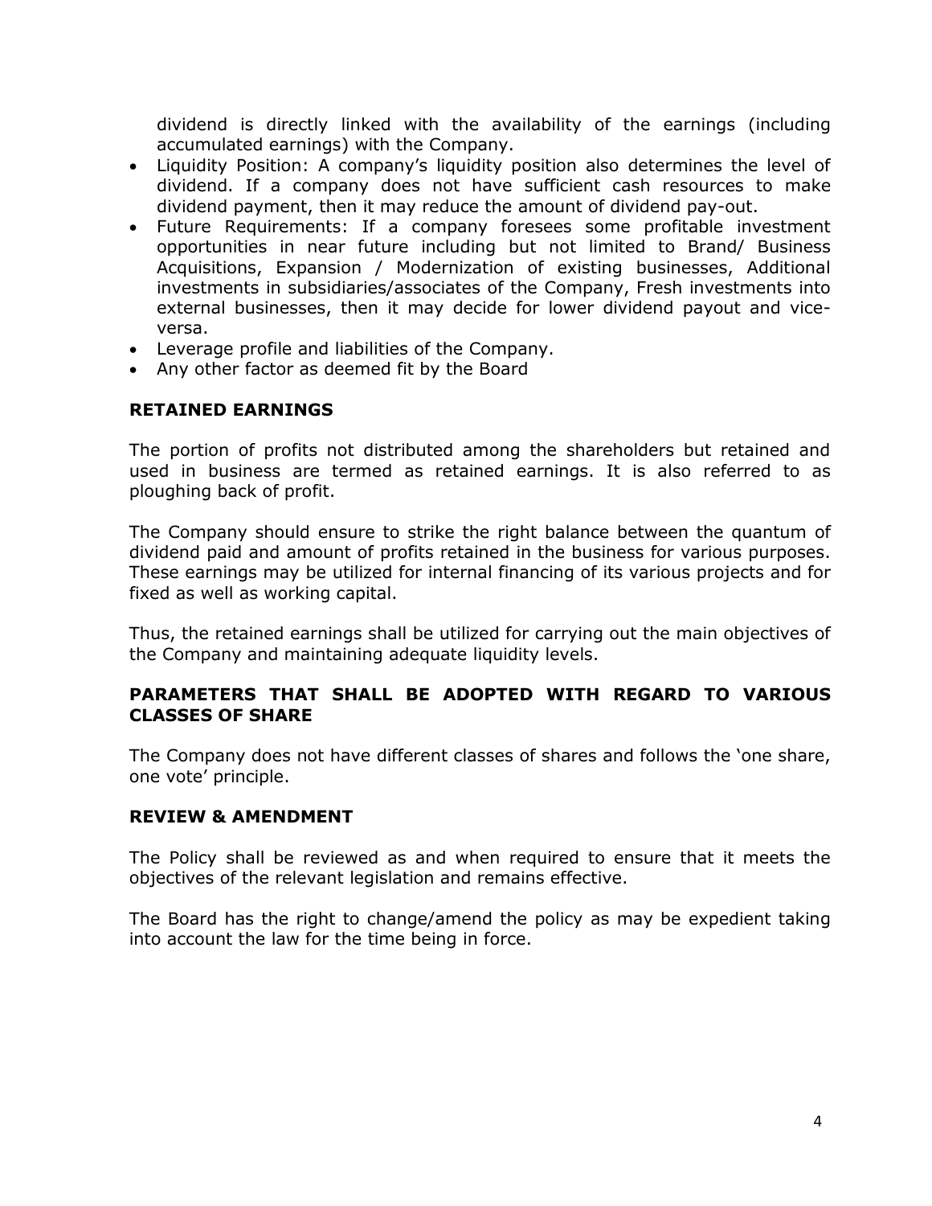dividend is directly linked with the availability of the earnings (including accumulated earnings) with the Company.

- Liquidity Position: A company's liquidity position also determines the level of dividend. If a company does not have sufficient cash resources to make dividend payment, then it may reduce the amount of dividend pay-out.
- Future Requirements: If a company foresees some profitable investment opportunities in near future including but not limited to Brand/ Business Acquisitions, Expansion / Modernization of existing businesses, Additional investments in subsidiaries/associates of the Company, Fresh investments into external businesses, then it may decide for lower dividend payout and vice-versa.
- Leverage profile and liabilities of the Company.
- Any other factor as deemed fit by the Board

## RETAINED EARNINGS

The portion of profits not distributed among the shareholders but retained and used in business are termed as retained earnings. It is also referred to as ploughing back of profit.

The Company should ensure to strike the right balance between the quantum of dividend paid and amount of profits retained in the business for various purposes. These earnings may be utilized for internal financing of its various projects and for fixed as well as working capital.

Thus, the retained earnings shall be utilized for carrying out the main objectives of the Company and maintaining adequate liquidity levels.

## PARAMETERS THAT SHALL BE ADOPTED WITH REGARD TO VARIOUS CLASSES OF SHARE

The Company does not have different classes of shares and follows the 'one share, one vote' principle.

## REVIEW & AMENDMENT

The Policy shall be reviewed as and when required to ensure that it meets the objectives of the relevant legislation and remains effective.

The Board has the right to change/amend the policy as may be expedient taking into account the law for the time being in force.